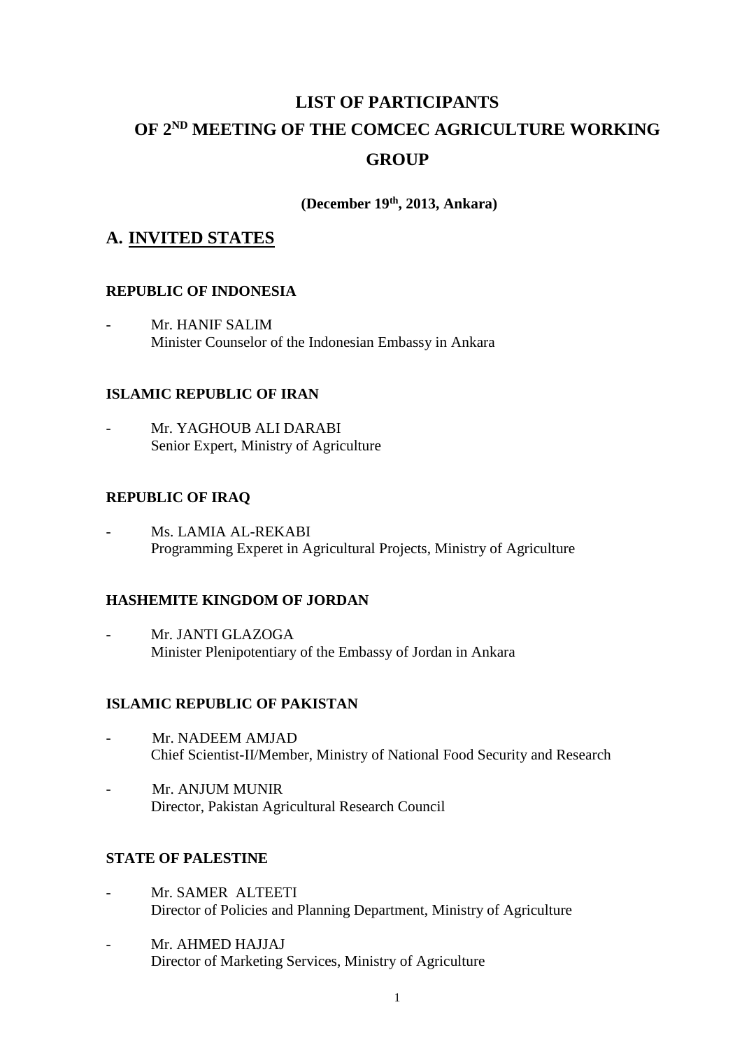# LIST OF PARTICIPANTS OF 2ND MEETING OF THE COMCEC AGRICULTURE WORKING GROUP

**(December 19th, 2013, Ankara)**

## A. INVITED STATES

### REPUBLIC OF INDONESIA

- Mr. HANIF SALIM
  Minister Counselor of the Indonesian Embassy in Ankara

### ISLAMIC REPUBLIC OF IRAN

- Mr. YAGHOUB ALI DARABI
  Senior Expert, Ministry of Agriculture

### REPUBLIC OF IRAQ

- Ms. LAMIA AL-REKABI
  Programming Experet in Agricultural Projects, Ministry of Agriculture

### HASHEMITE KINGDOM OF JORDAN

- Mr. JANTI GLAZOGA
  Minister Plenipotentiary of the Embassy of Jordan in Ankara

### ISLAMIC REPUBLIC OF PAKISTAN

- Mr. NADEEM AMJAD
  Chief Scientist-II/Member, Ministry of National Food Security and Research

- Mr. ANJUM MUNIR
  Director, Pakistan Agricultural Research Council

### STATE OF PALESTINE

- Mr. SAMER ALTEETI
  Director of Policies and Planning Department, Ministry of Agriculture

- Mr. AHMED HAJJAJ
  Director of Marketing Services, Ministry of Agriculture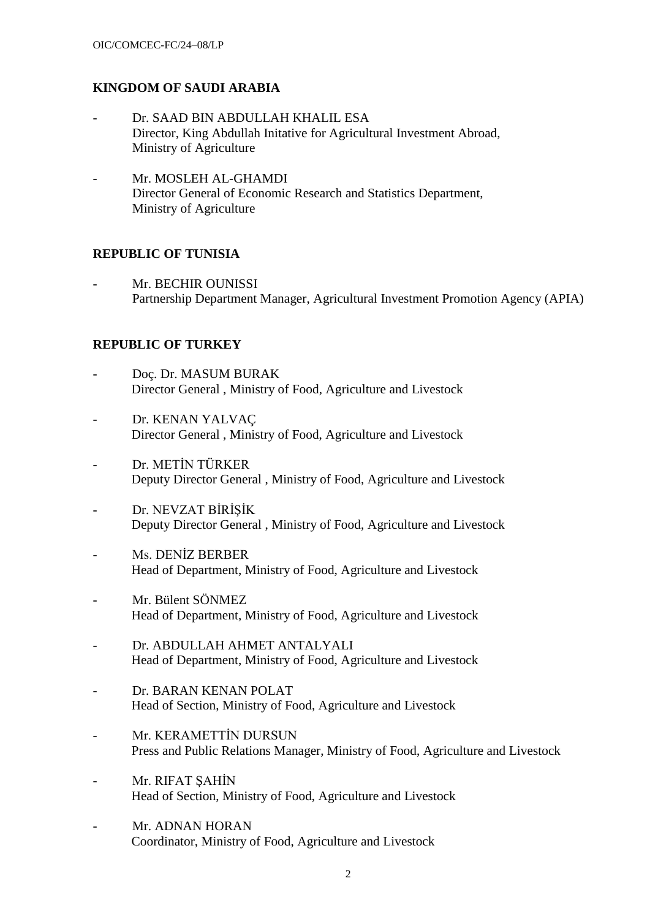**KINGDOM OF SAUDI ARABIA**

- Dr. SAAD BIN ABDULLAH KHALIL ESA
  Director, King Abdullah Initative for Agricultural Investment Abroad, Ministry of Agriculture

- Mr. MOSLEH AL-GHAMDI
  Director General of Economic Research and Statistics Department, Ministry of Agriculture

**REPUBLIC OF TUNISIA**

- Mr. BECHIR OUNISSI
  Partnership Department Manager, Agricultural Investment Promotion Agency (APIA)

**REPUBLIC OF TURKEY**

- Doç. Dr. MASUM BURAK
  Director General , Ministry of Food, Agriculture and Livestock

- Dr. KENAN YALVAÇ
  Director General , Ministry of Food, Agriculture and Livestock

- Dr. METİN TÜRKER
  Deputy Director General , Ministry of Food, Agriculture and Livestock

- Dr. NEVZAT BİRİŞİK
  Deputy Director General , Ministry of Food, Agriculture and Livestock

- Ms. DENİZ BERBER
  Head of Department, Ministry of Food, Agriculture and Livestock

- Mr. Bülent SÖNMEZ
  Head of Department, Ministry of Food, Agriculture and Livestock

- Dr. ABDULLAH AHMET ANTALYALI
  Head of Department, Ministry of Food, Agriculture and Livestock

- Dr. BARAN KENAN POLAT
  Head of Section, Ministry of Food, Agriculture and Livestock

- Mr. KERAMETTİN DURSUN
  Press and Public Relations Manager, Ministry of Food, Agriculture and Livestock

- Mr. RIFAT ŞAHİN
  Head of Section, Ministry of Food, Agriculture and Livestock

- Mr. ADNAN HORAN
  Coordinator, Ministry of Food, Agriculture and Livestock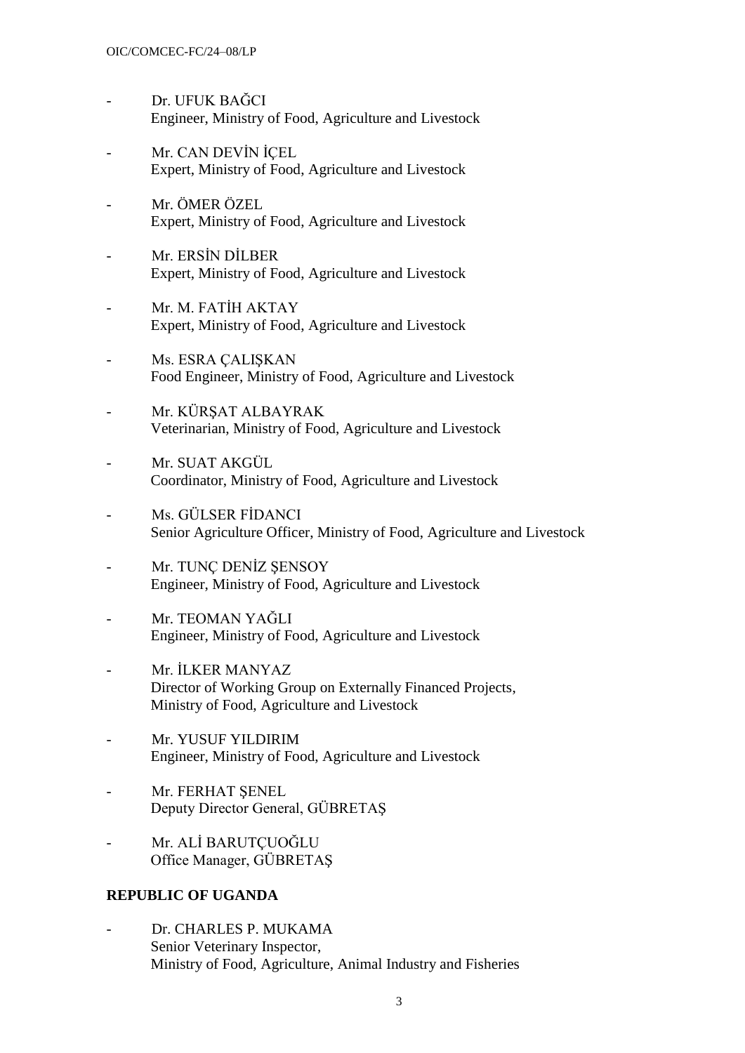- Dr. UFUK BAĞCI
  Engineer, Ministry of Food, Agriculture and Livestock

- Mr. CAN DEVİN İÇEL
  Expert, Ministry of Food, Agriculture and Livestock

- Mr. ÖMER ÖZEL
  Expert, Ministry of Food, Agriculture and Livestock

- Mr. ERSİN DİLBER
  Expert, Ministry of Food, Agriculture and Livestock

- Mr. M. FATİH AKTAY
  Expert, Ministry of Food, Agriculture and Livestock

- Ms. ESRA ÇALIŞKAN
  Food Engineer, Ministry of Food, Agriculture and Livestock

- Mr. KÜRŞAT ALBAYRAK
  Veterinarian, Ministry of Food, Agriculture and Livestock

- Mr. SUAT AKGÜL
  Coordinator, Ministry of Food, Agriculture and Livestock

- Ms. GÜLSER FİDANCI
  Senior Agriculture Officer, Ministry of Food, Agriculture and Livestock

- Mr. TUNÇ DENİZ ŞENSOY
  Engineer, Ministry of Food, Agriculture and Livestock

- Mr. TEOMAN YAĞLI
  Engineer, Ministry of Food, Agriculture and Livestock

- Mr. İLKER MANYAZ
  Director of Working Group on Externally Financed Projects,
  Ministry of Food, Agriculture and Livestock

- Mr. YUSUF YILDIRIM
  Engineer, Ministry of Food, Agriculture and Livestock

- Mr. FERHAT ŞENEL
  Deputy Director General, GÜBRETAŞ

- Mr. ALİ BARUTÇUOĞLU
  Office Manager, GÜBRETAŞ

**REPUBLIC OF UGANDA**

- Dr. CHARLES P. MUKAMA
  Senior Veterinary Inspector,
  Ministry of Food, Agriculture, Animal Industry and Fisheries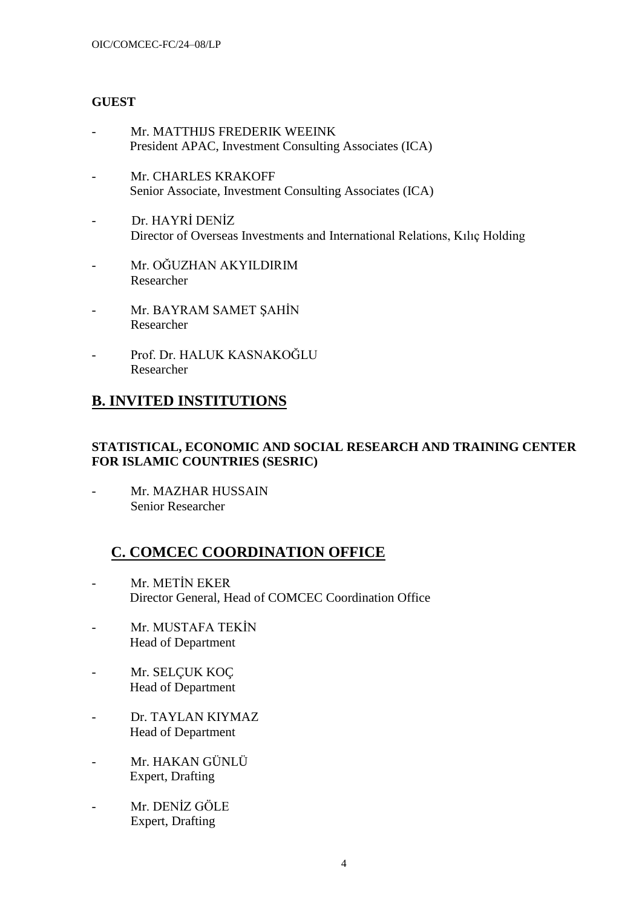**GUEST**

- Mr. MATTHIJS FREDERIK WEEINK
  President APAC, Investment Consulting Associates (ICA)

- Mr. CHARLES KRAKOFF
  Senior Associate, Investment Consulting Associates (ICA)

- Dr. HAYRİ DENİZ
  Director of Overseas Investments and International Relations, Kılıç Holding

- Mr. OĞUZHAN AKYILDIRIM
  Researcher

- Mr. BAYRAM SAMET ŞAHİN
  Researcher

- Prof. Dr. HALUK KASNAKOĞLU
  Researcher

## B. INVITED INSTITUTIONS

**STATISTICAL, ECONOMIC AND SOCIAL RESEARCH AND TRAINING CENTER FOR ISLAMIC COUNTRIES (SESRIC)**

- Mr. MAZHAR HUSSAIN
  Senior Researcher

## C. COMCEC COORDINATION OFFICE

- Mr. METİN EKER
  Director General, Head of COMCEC Coordination Office

- Mr. MUSTAFA TEKİN
  Head of Department

- Mr. SELÇUK KOÇ
  Head of Department

- Dr. TAYLAN KIYMAZ
  Head of Department

- Mr. HAKAN GÜNLÜ
  Expert, Drafting

- Mr. DENİZ GÖLE
  Expert, Drafting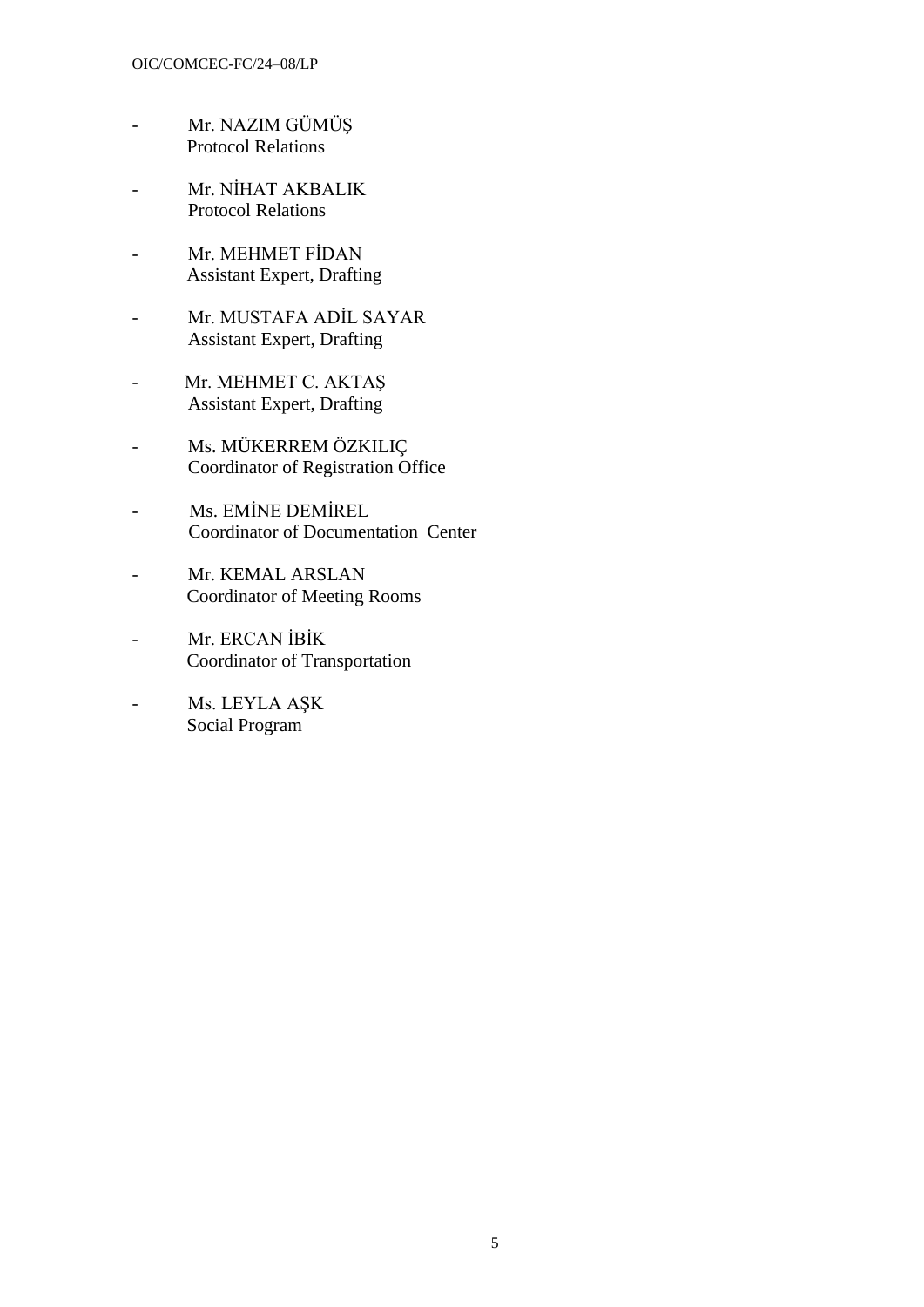- Mr. NAZIM GÜMÜŞ
  Protocol Relations

- Mr. NİHAT AKBALIK
  Protocol Relations

- Mr. MEHMET FİDAN
  Assistant Expert, Drafting

- Mr. MUSTAFA ADİL SAYAR
  Assistant Expert, Drafting

- Mr. MEHMET C. AKTAŞ
  Assistant Expert, Drafting

- Ms. MÜKERREM ÖZKILIÇ
  Coordinator of Registration Office

- Ms. EMİNE DEMİREL
  Coordinator of Documentation Center

- Mr. KEMAL ARSLAN
  Coordinator of Meeting Rooms

- Mr. ERCAN İBİK
  Coordinator of Transportation

- Ms. LEYLA AŞK
  Social Program